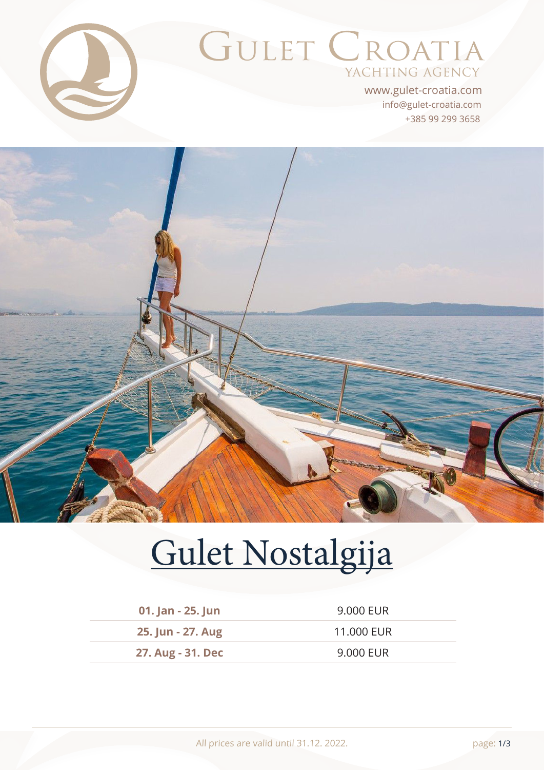# Gulet Croatia

Yachting Agency

www.gulet-croatia.com
info@gulet-croatia.com
+385 99 299 3658

# Gulet Nostalgija

| | |
|---|---|
| **01. Jan - 25. Jun** | 9.000 EUR |
| **25. Jun - 27. Aug** | 11.000 EUR |
| **27. Aug - 31. Dec** | 9.000 EUR |

All prices are valid until 31.12. 2022.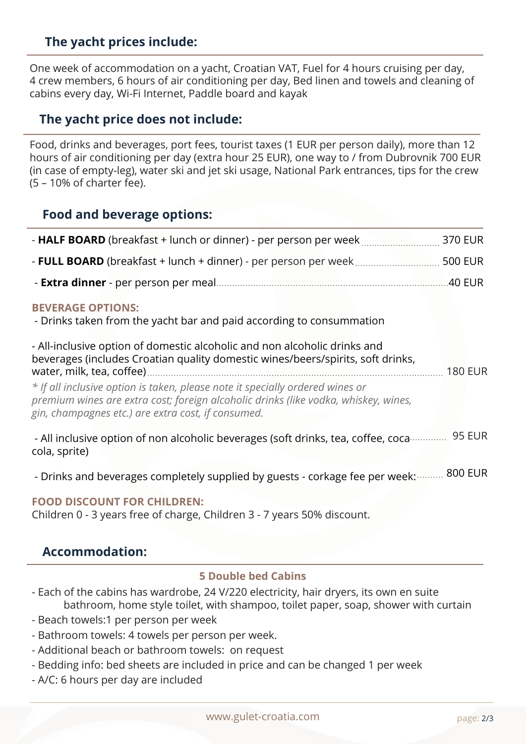## The yacht prices include:

One week of accommodation on a yacht, Croatian VAT, Fuel for 4 hours cruising per day, 4 crew members, 6 hours of air conditioning per day, Bed linen and towels and cleaning of cabins every day, Wi-Fi Internet, Paddle board and kayak

## The yacht price does not include:

Food, drinks and beverages, port fees, tourist taxes (1 EUR per person daily), more than 12 hours of air conditioning per day (extra hour 25 EUR), one way to / from Dubrovnik 700 EUR (in case of empty-leg), water ski and jet ski usage, National Park entrances, tips for the crew (5 – 10% of charter fee).

## Food and beverage options:

- **HALF BOARD** (breakfast + lunch or dinner) - per person per week ........ 370 EUR
- **FULL BOARD** (breakfast + lunch + dinner) - per person per week ........ 500 EUR
- **Extra dinner** - per person per meal ........ 40 EUR

**BEVERAGE OPTIONS:**

- Drinks taken from the yacht bar and paid according to consummation

- All-inclusive option of domestic alcoholic and non alcoholic drinks and beverages (includes Croatian quality domestic wines/beers/spirits, soft drinks, water, milk, tea, coffee) ........ 180 EUR

*\* If all inclusive option is taken, please note it specially ordered wines or premium wines are extra cost; foreign alcoholic drinks (like vodka, whiskey, wines, gin, champagnes etc.) are extra cost, if consumed.*

- All inclusive option of non alcoholic beverages (soft drinks, tea, coffee, coca cola, sprite) ........ 95 EUR

- Drinks and beverages completely supplied by guests - corkage fee per week: ........ 800 EUR

**FOOD DISCOUNT FOR CHILDREN:**

Children 0 - 3 years free of charge, Children 3 - 7 years 50% discount.

## Accommodation:

**5 Double bed Cabins**

- Each of the cabins has wardrobe, 24 V/220 electricity, hair dryers, its own en suite bathroom, home style toilet, with shampoo, toilet paper, soap, shower with curtain
- Beach towels:1 per person per week
- Bathroom towels: 4 towels per person per week.
- Additional beach or bathroom towels: on request
- Bedding info: bed sheets are included in price and can be changed 1 per week
- A/C: 6 hours per day are included

www.gulet-croatia.com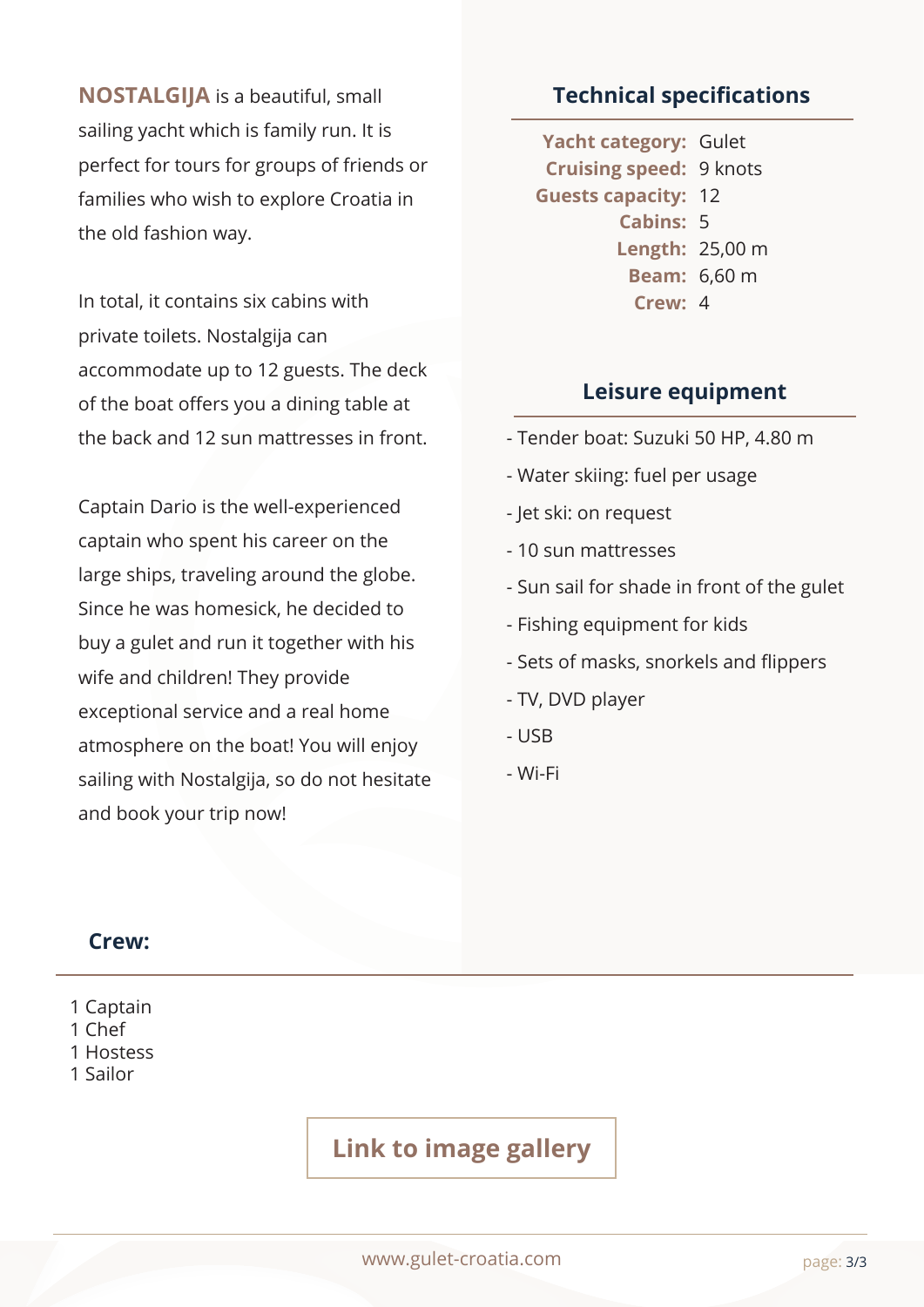**NOSTALGIJA** is a beautiful, small sailing yacht which is family run. It is perfect for tours for groups of friends or families who wish to explore Croatia in the old fashion way.

In total, it contains six cabins with private toilets. Nostalgija can accommodate up to 12 guests. The deck of the boat offers you a dining table at the back and 12 sun mattresses in front.

Captain Dario is the well-experienced captain who spent his career on the large ships, traveling around the globe. Since he was homesick, he decided to buy a gulet and run it together with his wife and children! They provide exceptional service and a real home atmosphere on the boat! You will enjoy sailing with Nostalgija, so do not hesitate and book your trip now!

## Technical specifications

| | |
|---|---|
| **Yacht category:** | Gulet |
| **Cruising speed:** | 9 knots |
| **Guests capacity:** | 12 |
| **Cabins:** | 5 |
| **Length:** | 25,00 m |
| **Beam:** | 6,60 m |
| **Crew:** | 4 |

## Leisure equipment

- Tender boat: Suzuki 50 HP, 4.80 m
- Water skiing: fuel per usage
- Jet ski: on request
- 10 sun mattresses
- Sun sail for shade in front of the gulet
- Fishing equipment for kids
- Sets of masks, snorkels and flippers
- TV, DVD player
- USB
- Wi-Fi

## Crew:

1 Captain
1 Chef
1 Hostess
1 Sailor

**Link to image gallery**

www.gulet-croatia.com